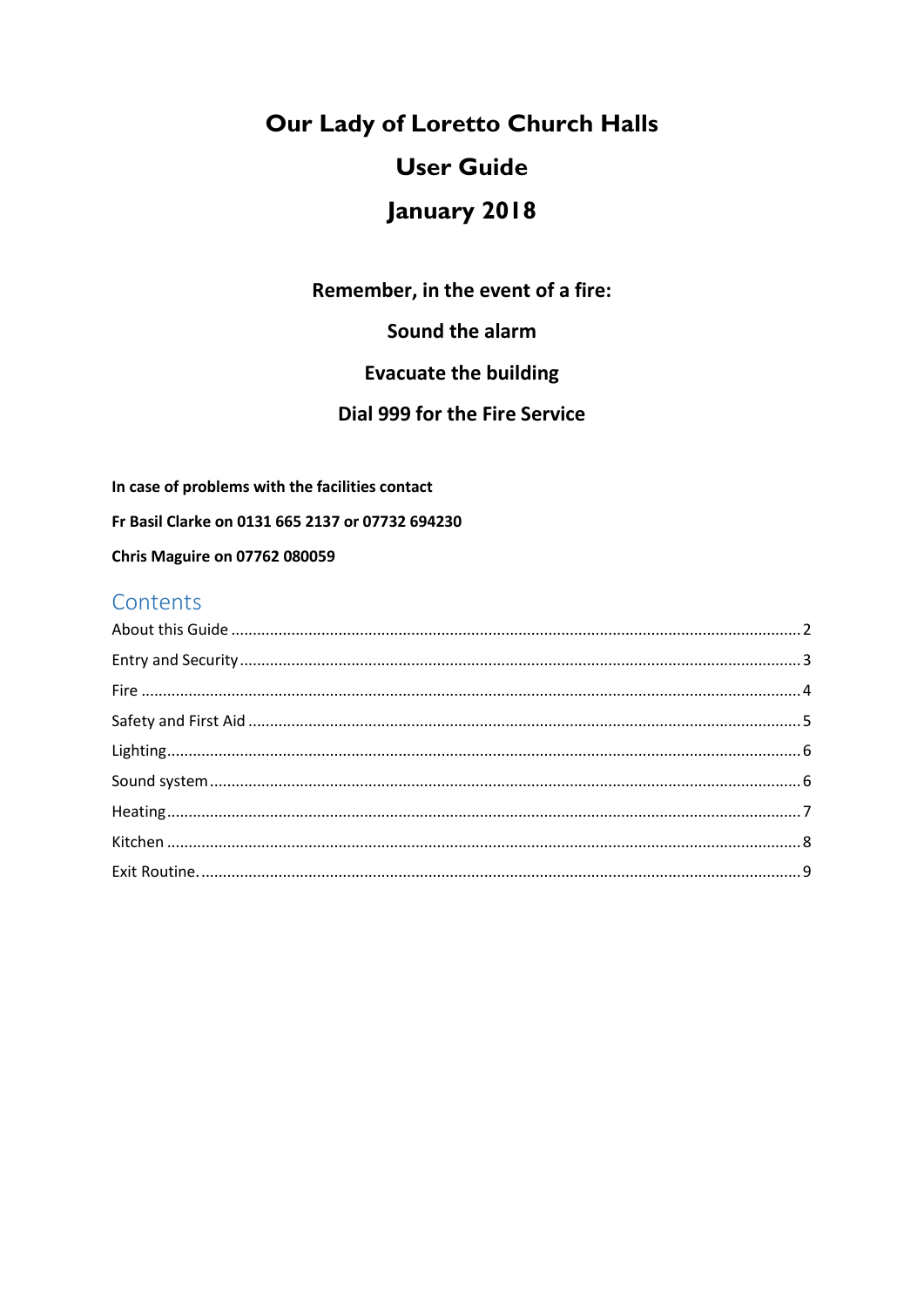# Our Lady of Loretto Church Halls

# User Guide

# January 2018

**Remember, in the event of a fire:**

**Sound the alarm**

**Evacuate the building**

**Dial 999 for the Fire Service**

**In case of problems with the facilities contact**

**Fr Basil Clarke on 0131 665 2137 or 07732 694230**

**Chris Maguire on 07762 080059**

## Contents

About this Guide .......... 2

Entry and Security .......... 3

Fire .......... 4

Safety and First Aid .......... 5

Lighting .......... 6

Sound system .......... 6

Heating .......... 7

Kitchen .......... 8

Exit Routine. .......... 9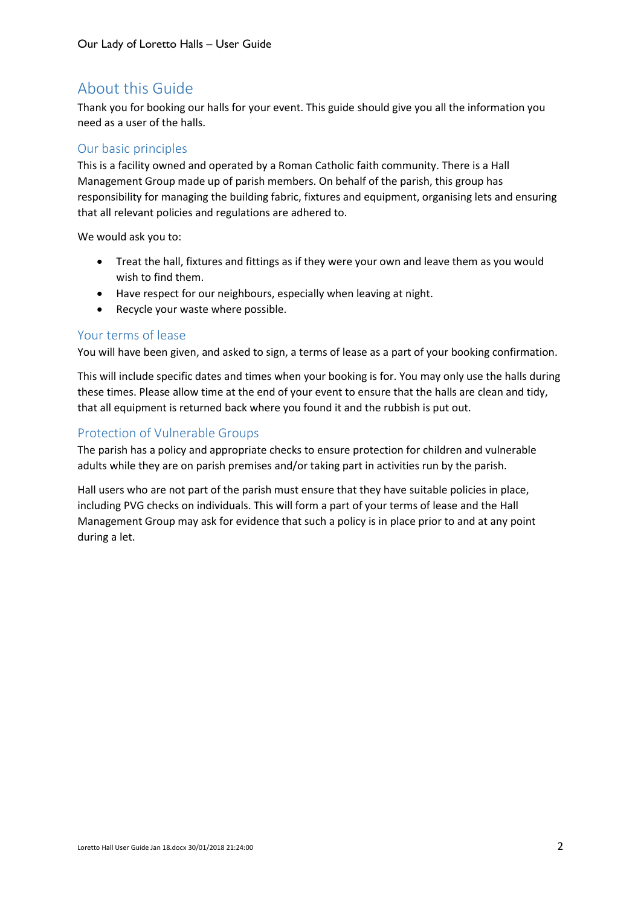# About this Guide

Thank you for booking our halls for your event. This guide should give you all the information you need as a user of the halls.

## Our basic principles

This is a facility owned and operated by a Roman Catholic faith community. There is a Hall Management Group made up of parish members. On behalf of the parish, this group has responsibility for managing the building fabric, fixtures and equipment, organising lets and ensuring that all relevant policies and regulations are adhered to.

We would ask you to:

- Treat the hall, fixtures and fittings as if they were your own and leave them as you would wish to find them.
- Have respect for our neighbours, especially when leaving at night.
- Recycle your waste where possible.

## Your terms of lease

You will have been given, and asked to sign, a terms of lease as a part of your booking confirmation.

This will include specific dates and times when your booking is for. You may only use the halls during these times. Please allow time at the end of your event to ensure that the halls are clean and tidy, that all equipment is returned back where you found it and the rubbish is put out.

## Protection of Vulnerable Groups

The parish has a policy and appropriate checks to ensure protection for children and vulnerable adults while they are on parish premises and/or taking part in activities run by the parish.

Hall users who are not part of the parish must ensure that they have suitable policies in place, including PVG checks on individuals. This will form a part of your terms of lease and the Hall Management Group may ask for evidence that such a policy is in place prior to and at any point during a let.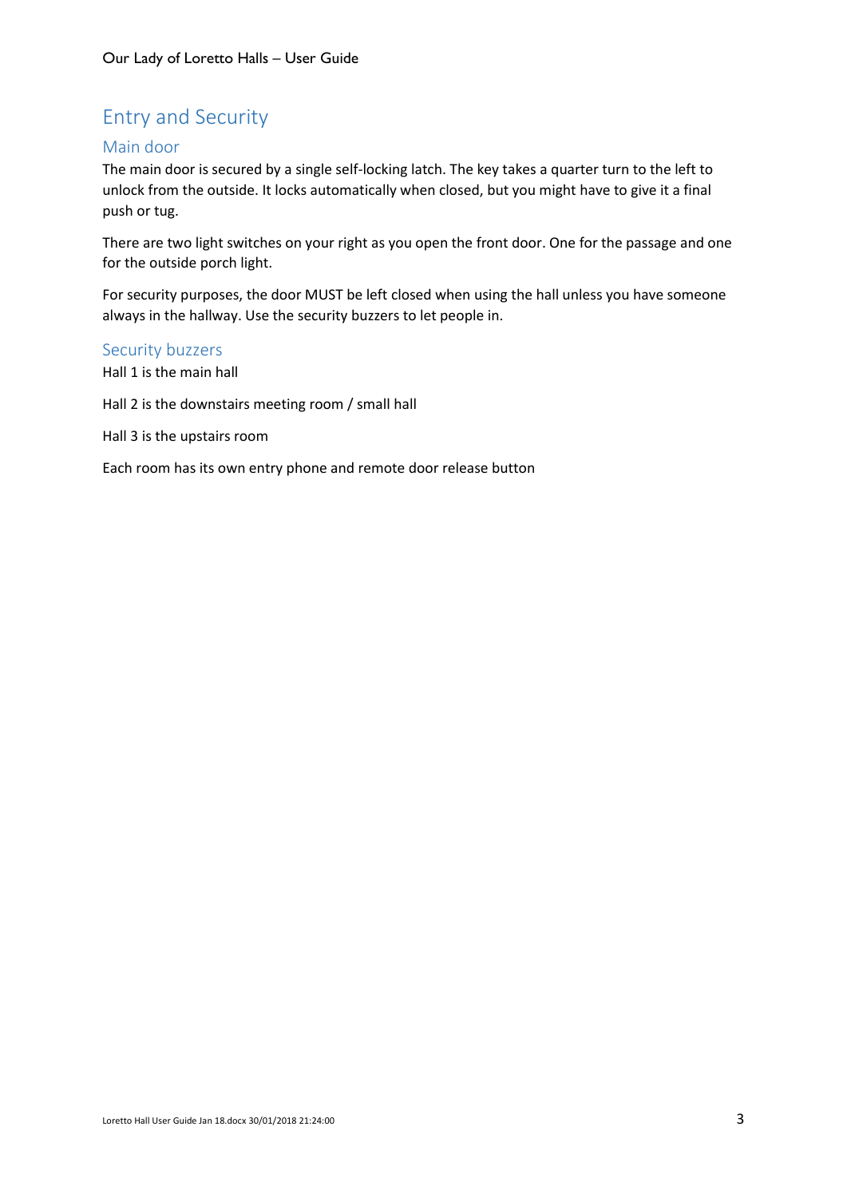# Entry and Security

## Main door

The main door is secured by a single self-locking latch. The key takes a quarter turn to the left to unlock from the outside. It locks automatically when closed, but you might have to give it a final push or tug.

There are two light switches on your right as you open the front door. One for the passage and one for the outside porch light.

For security purposes, the door MUST be left closed when using the hall unless you have someone always in the hallway. Use the security buzzers to let people in.

## Security buzzers

Hall 1 is the main hall

Hall 2 is the downstairs meeting room / small hall

Hall 3 is the upstairs room

Each room has its own entry phone and remote door release button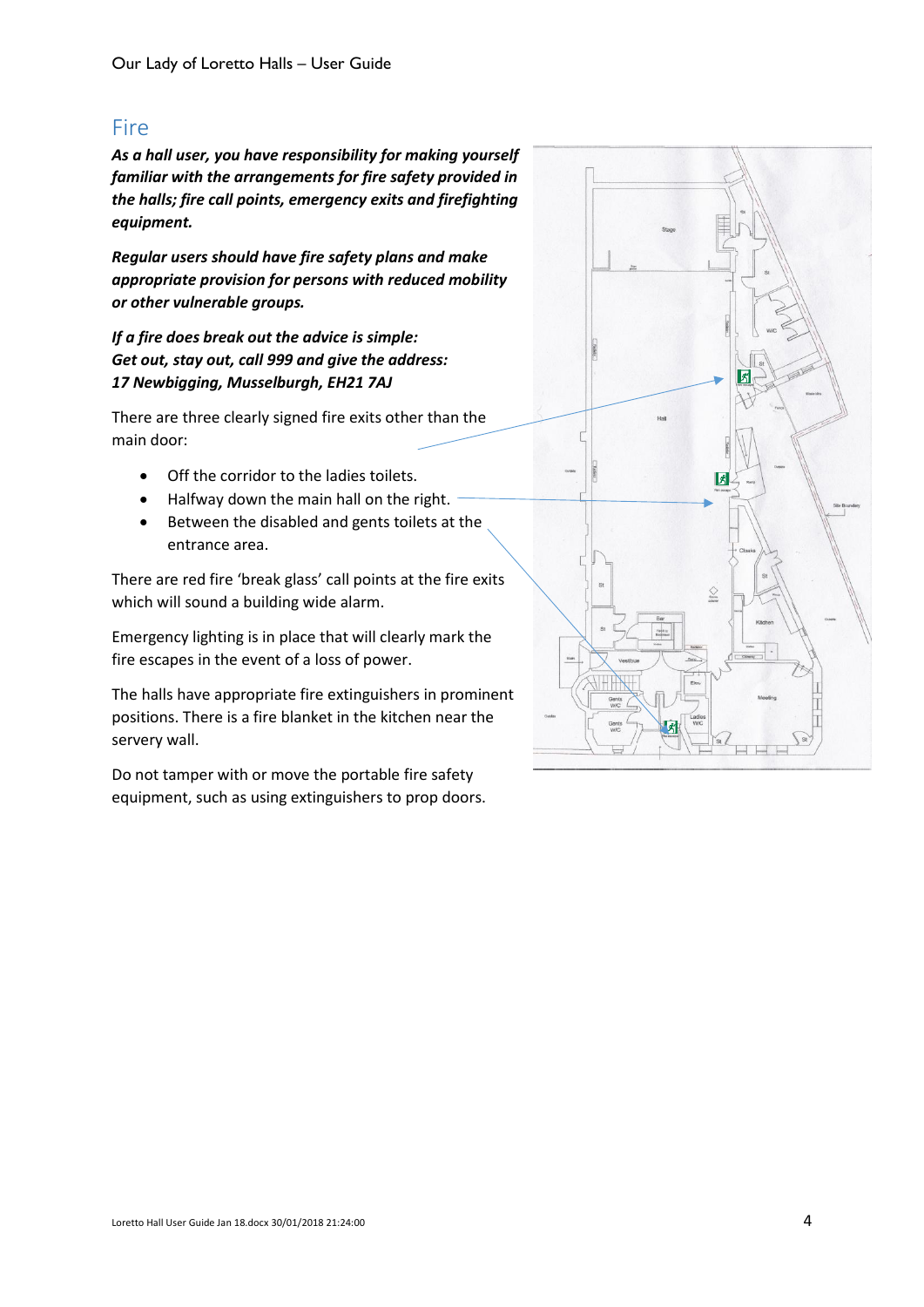## Fire

***As a hall user, you have responsibility for making yourself familiar with the arrangements for fire safety provided in the halls; fire call points, emergency exits and firefighting equipment.***

***Regular users should have fire safety plans and make appropriate provision for persons with reduced mobility or other vulnerable groups.***

***If a fire does break out the advice is simple:***
***Get out, stay out, call 999 and give the address:***
***17 Newbigging, Musselburgh, EH21 7AJ***

There are three clearly signed fire exits other than the main door:

- Off the corridor to the ladies toilets.
- Halfway down the main hall on the right.
- Between the disabled and gents toilets at the entrance area.

There are red fire 'break glass' call points at the fire exits which will sound a building wide alarm.

Emergency lighting is in place that will clearly mark the fire escapes in the event of a loss of power.

The halls have appropriate fire extinguishers in prominent positions. There is a fire blanket in the kitchen near the servery wall.

Do not tamper with or move the portable fire safety equipment, such as using extinguishers to prop doors.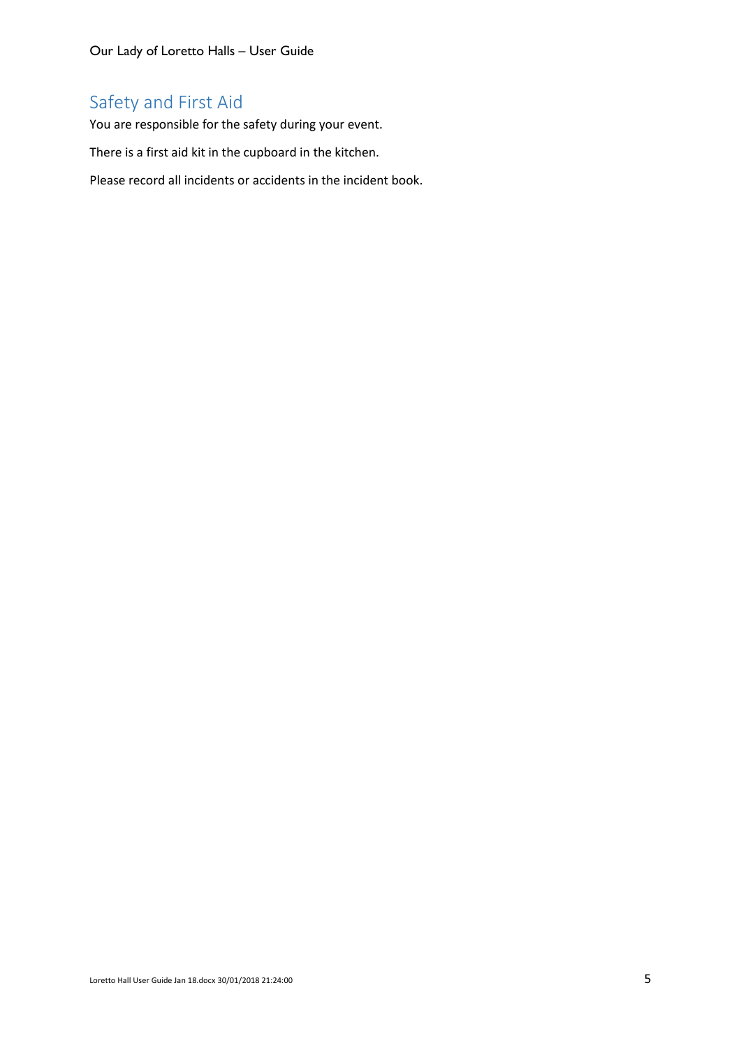## Safety and First Aid

You are responsible for the safety during your event.

There is a first aid kit in the cupboard in the kitchen.

Please record all incidents or accidents in the incident book.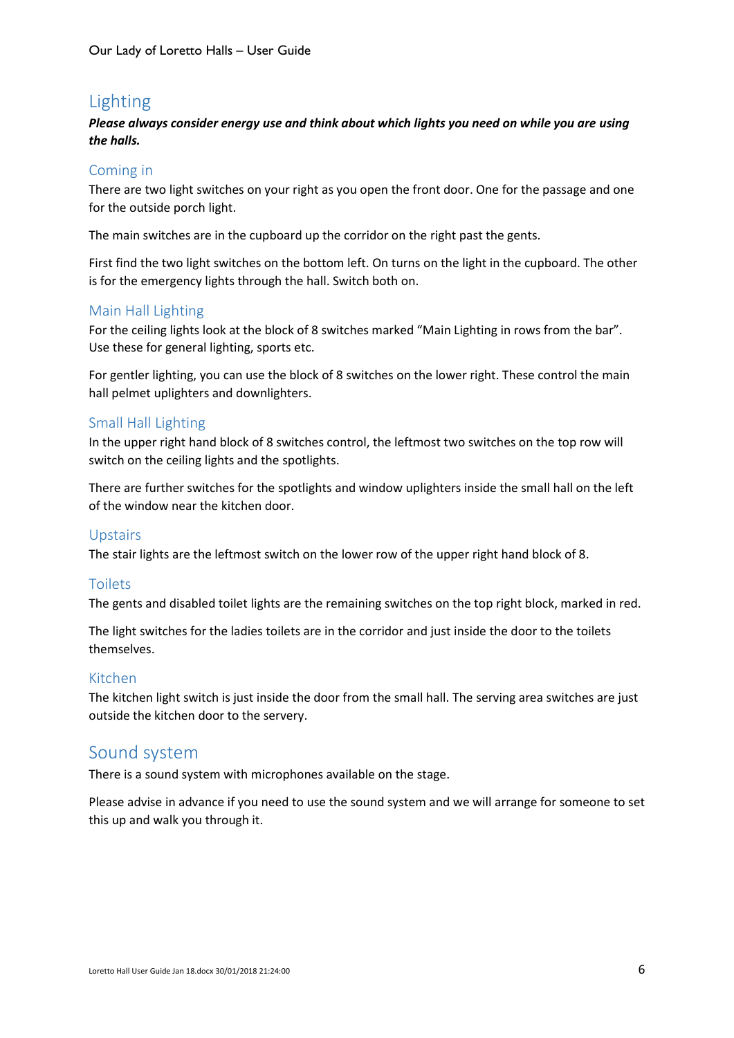## Lighting

***Please always consider energy use and think about which lights you need on while you are using the halls.***

### Coming in

There are two light switches on your right as you open the front door. One for the passage and one for the outside porch light.

The main switches are in the cupboard up the corridor on the right past the gents.

First find the two light switches on the bottom left. On turns on the light in the cupboard. The other is for the emergency lights through the hall. Switch both on.

### Main Hall Lighting

For the ceiling lights look at the block of 8 switches marked "Main Lighting in rows from the bar". Use these for general lighting, sports etc.

For gentler lighting, you can use the block of 8 switches on the lower right. These control the main hall pelmet uplighters and downlighters.

### Small Hall Lighting

In the upper right hand block of 8 switches control, the leftmost two switches on the top row will switch on the ceiling lights and the spotlights.

There are further switches for the spotlights and window uplighters inside the small hall on the left of the window near the kitchen door.

### Upstairs

The stair lights are the leftmost switch on the lower row of the upper right hand block of 8.

### Toilets

The gents and disabled toilet lights are the remaining switches on the top right block, marked in red.

The light switches for the ladies toilets are in the corridor and just inside the door to the toilets themselves.

### Kitchen

The kitchen light switch is just inside the door from the small hall. The serving area switches are just outside the kitchen door to the servery.

## Sound system

There is a sound system with microphones available on the stage.

Please advise in advance if you need to use the sound system and we will arrange for someone to set this up and walk you through it.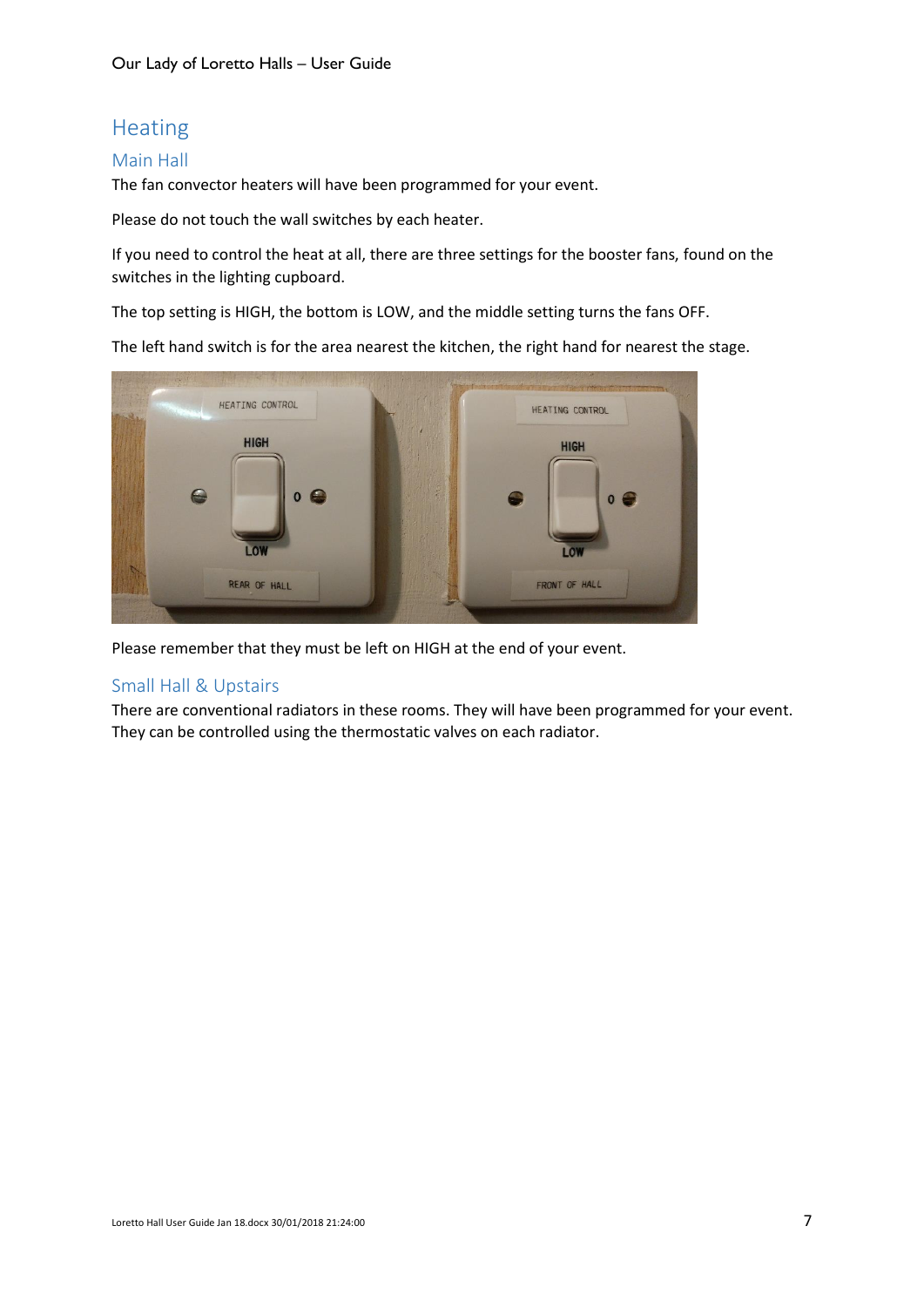# Heating

## Main Hall

The fan convector heaters will have been programmed for your event.

Please do not touch the wall switches by each heater.

If you need to control the heat at all, there are three settings for the booster fans, found on the switches in the lighting cupboard.

The top setting is HIGH, the bottom is LOW, and the middle setting turns the fans OFF.

The left hand switch is for the area nearest the kitchen, the right hand for nearest the stage.

Please remember that they must be left on HIGH at the end of your event.

## Small Hall & Upstairs

There are conventional radiators in these rooms. They will have been programmed for your event. They can be controlled using the thermostatic valves on each radiator.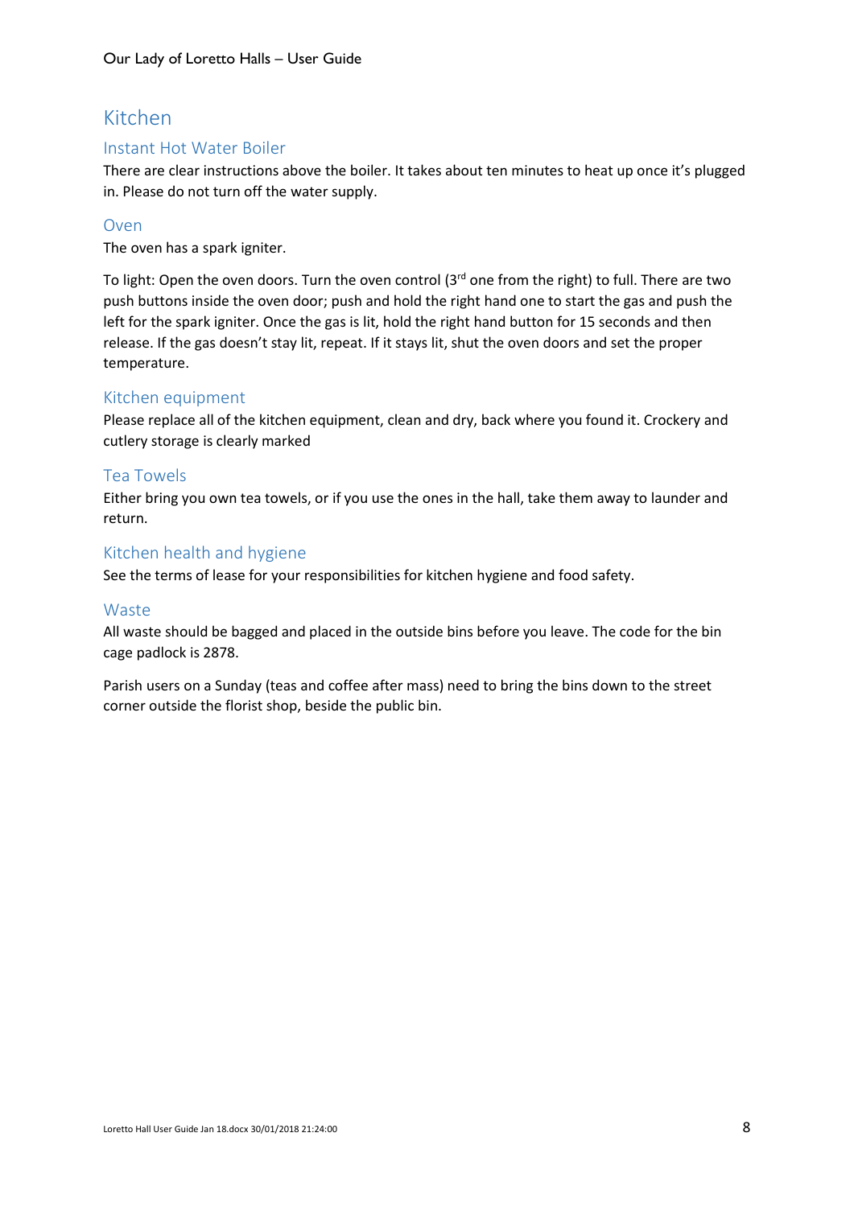# Kitchen

## Instant Hot Water Boiler

There are clear instructions above the boiler. It takes about ten minutes to heat up once it's plugged in. Please do not turn off the water supply.

## Oven

The oven has a spark igniter.

To light: Open the oven doors. Turn the oven control (3rd one from the right) to full. There are two push buttons inside the oven door; push and hold the right hand one to start the gas and push the left for the spark igniter. Once the gas is lit, hold the right hand button for 15 seconds and then release. If the gas doesn't stay lit, repeat. If it stays lit, shut the oven doors and set the proper temperature.

## Kitchen equipment

Please replace all of the kitchen equipment, clean and dry, back where you found it. Crockery and cutlery storage is clearly marked

## Tea Towels

Either bring you own tea towels, or if you use the ones in the hall, take them away to launder and return.

## Kitchen health and hygiene

See the terms of lease for your responsibilities for kitchen hygiene and food safety.

## Waste

All waste should be bagged and placed in the outside bins before you leave. The code for the bin cage padlock is 2878.

Parish users on a Sunday (teas and coffee after mass) need to bring the bins down to the street corner outside the florist shop, beside the public bin.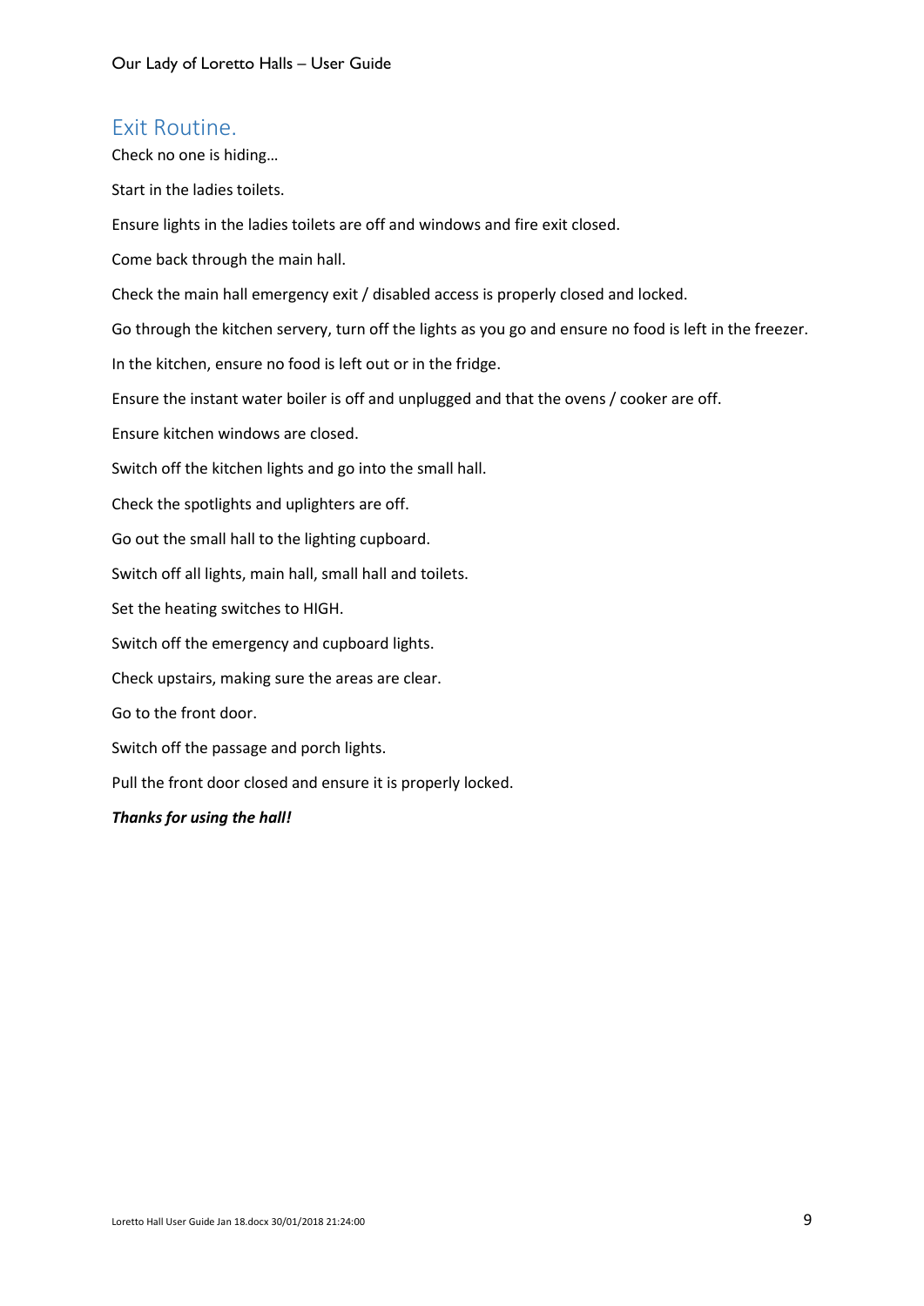## Exit Routine.

Check no one is hiding…

Start in the ladies toilets.

Ensure lights in the ladies toilets are off and windows and fire exit closed.

Come back through the main hall.

Check the main hall emergency exit / disabled access is properly closed and locked.

Go through the kitchen servery, turn off the lights as you go and ensure no food is left in the freezer.

In the kitchen, ensure no food is left out or in the fridge.

Ensure the instant water boiler is off and unplugged and that the ovens / cooker are off.

Ensure kitchen windows are closed.

Switch off the kitchen lights and go into the small hall.

Check the spotlights and uplighters are off.

Go out the small hall to the lighting cupboard.

Switch off all lights, main hall, small hall and toilets.

Set the heating switches to HIGH.

Switch off the emergency and cupboard lights.

Check upstairs, making sure the areas are clear.

Go to the front door.

Switch off the passage and porch lights.

Pull the front door closed and ensure it is properly locked.

***Thanks for using the hall!***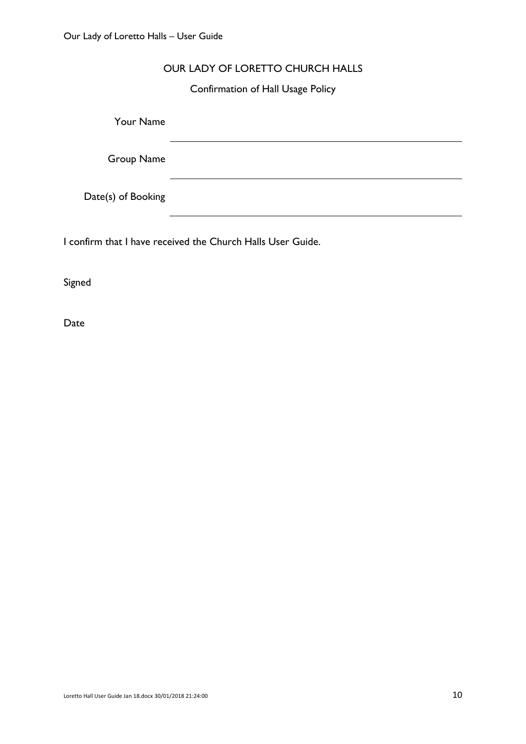OUR LADY OF LORETTO CHURCH HALLS

Confirmation of Hall Usage Policy

Your Name \_\_\_\_\_\_\_\_\_\_\_\_\_\_\_\_\_\_\_\_\_\_\_\_\_\_\_\_\_\_\_\_\_\_\_\_\_\_\_\_

Group Name \_\_\_\_\_\_\_\_\_\_\_\_\_\_\_\_\_\_\_\_\_\_\_\_\_\_\_\_\_\_\_\_\_\_\_\_\_\_\_\_

Date(s) of Booking \_\_\_\_\_\_\_\_\_\_\_\_\_\_\_\_\_\_\_\_\_\_\_\_\_\_\_\_\_\_\_\_\_\_\_\_\_\_\_\_

I confirm that I have received the Church Halls User Guide.

Signed

Date